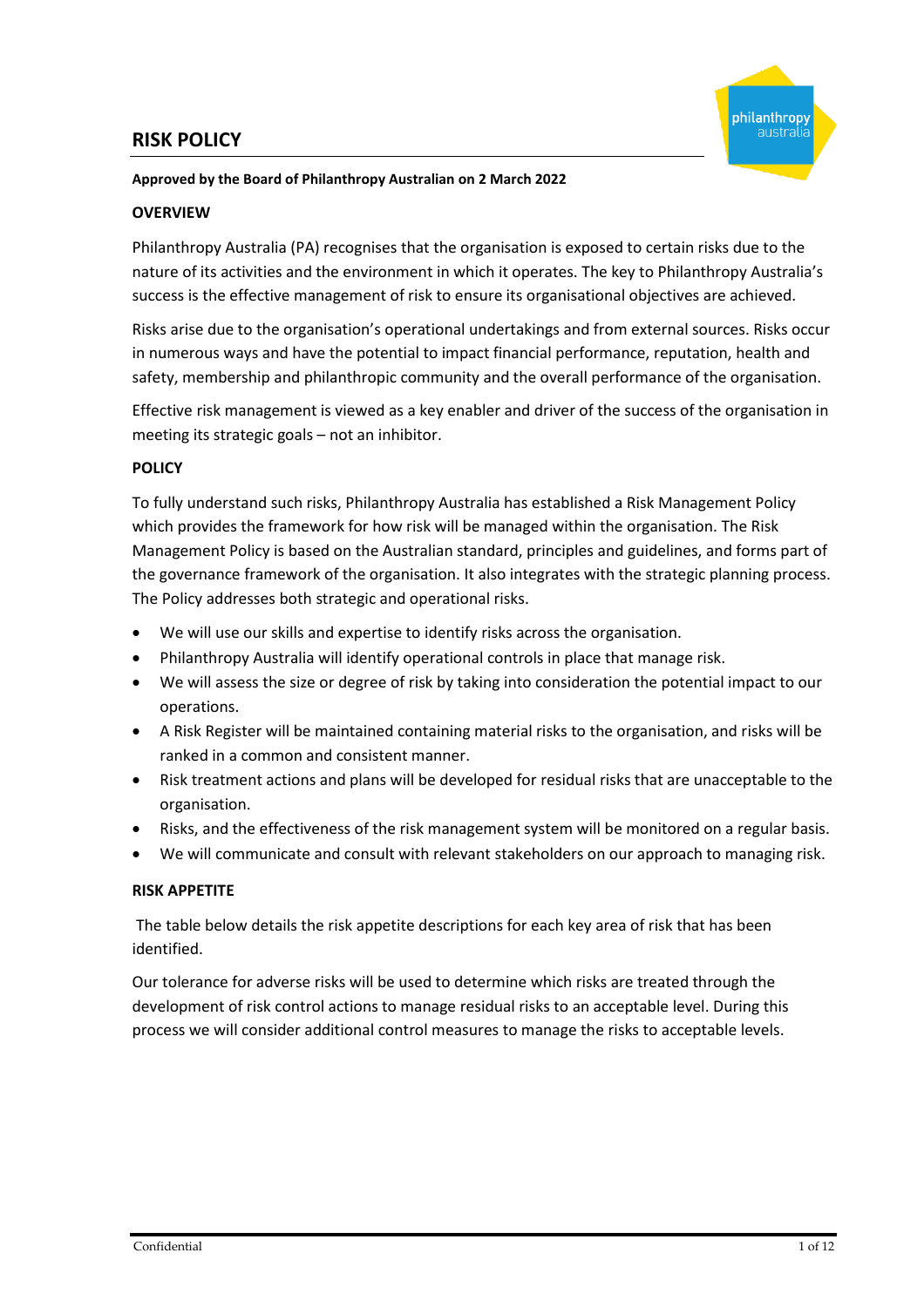# RISK POLICY

**Approved by the Board of Philanthropy Australian on 2 March 2022**

## OVERVIEW

Philanthropy Australia (PA) recognises that the organisation is exposed to certain risks due to the nature of its activities and the environment in which it operates. The key to Philanthropy Australia's success is the effective management of risk to ensure its organisational objectives are achieved.

Risks arise due to the organisation's operational undertakings and from external sources. Risks occur in numerous ways and have the potential to impact financial performance, reputation, health and safety, membership and philanthropic community and the overall performance of the organisation.

Effective risk management is viewed as a key enabler and driver of the success of the organisation in meeting its strategic goals – not an inhibitor.

## POLICY

To fully understand such risks, Philanthropy Australia has established a Risk Management Policy which provides the framework for how risk will be managed within the organisation. The Risk Management Policy is based on the Australian standard, principles and guidelines, and forms part of the governance framework of the organisation. It also integrates with the strategic planning process. The Policy addresses both strategic and operational risks.

- We will use our skills and expertise to identify risks across the organisation.
- Philanthropy Australia will identify operational controls in place that manage risk.
- We will assess the size or degree of risk by taking into consideration the potential impact to our operations.
- A Risk Register will be maintained containing material risks to the organisation, and risks will be ranked in a common and consistent manner.
- Risk treatment actions and plans will be developed for residual risks that are unacceptable to the organisation.
- Risks, and the effectiveness of the risk management system will be monitored on a regular basis.
- We will communicate and consult with relevant stakeholders on our approach to managing risk.

## RISK APPETITE

The table below details the risk appetite descriptions for each key area of risk that has been identified.

Our tolerance for adverse risks will be used to determine which risks are treated through the development of risk control actions to manage residual risks to an acceptable level. During this process we will consider additional control measures to manage the risks to acceptable levels.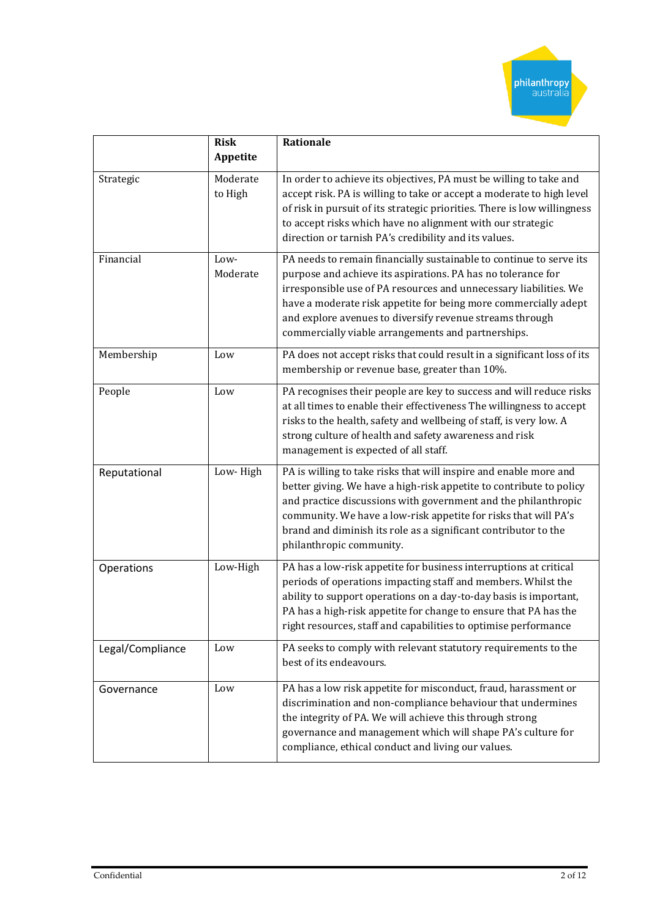| | **Risk Appetite** | **Rationale** |
|---|---|---|
| Strategic | Moderate to High | In order to achieve its objectives, PA must be willing to take and accept risk. PA is willing to take or accept a moderate to high level of risk in pursuit of its strategic priorities. There is low willingness to accept risks which have no alignment with our strategic direction or tarnish PA's credibility and its values. |
| Financial | Low-Moderate | PA needs to remain financially sustainable to continue to serve its purpose and achieve its aspirations. PA has no tolerance for irresponsible use of PA resources and unnecessary liabilities. We have a moderate risk appetite for being more commercially adept and explore avenues to diversify revenue streams through commercially viable arrangements and partnerships. |
| Membership | Low | PA does not accept risks that could result in a significant loss of its membership or revenue base, greater than 10%. |
| People | Low | PA recognises their people are key to success and will reduce risks at all times to enable their effectiveness The willingness to accept risks to the health, safety and wellbeing of staff, is very low. A strong culture of health and safety awareness and risk management is expected of all staff. |
| Reputational | Low- High | PA is willing to take risks that will inspire and enable more and better giving. We have a high-risk appetite to contribute to policy and practice discussions with government and the philanthropic community. We have a low-risk appetite for risks that will PA's brand and diminish its role as a significant contributor to the philanthropic community. |
| Operations | Low-High | PA has a low-risk appetite for business interruptions at critical periods of operations impacting staff and members. Whilst the ability to support operations on a day-to-day basis is important, PA has a high-risk appetite for change to ensure that PA has the right resources, staff and capabilities to optimise performance |
| Legal/Compliance | Low | PA seeks to comply with relevant statutory requirements to the best of its endeavours. |
| Governance | Low | PA has a low risk appetite for misconduct, fraud, harassment or discrimination and non-compliance behaviour that undermines the integrity of PA. We will achieve this through strong governance and management which will shape PA's culture for compliance, ethical conduct and living our values. |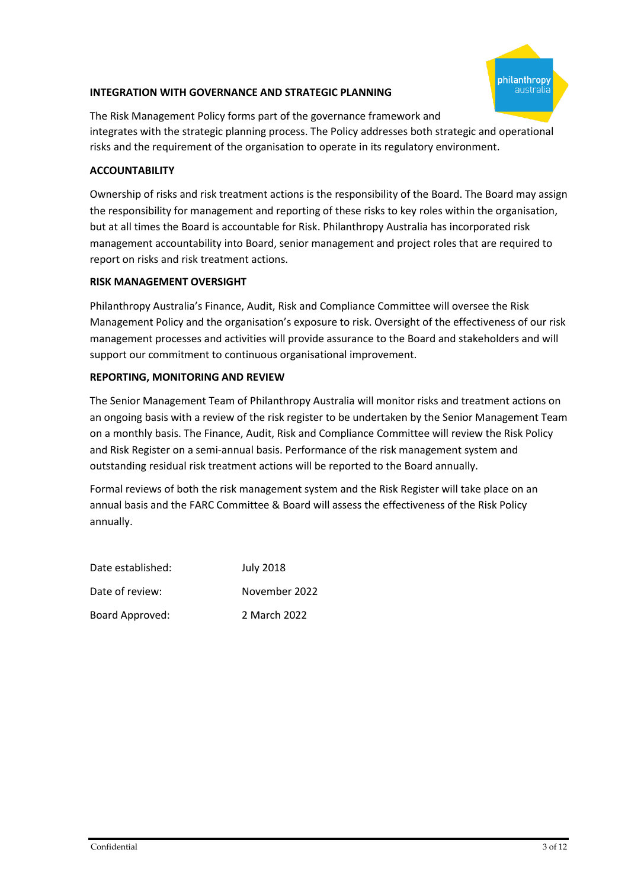## INTEGRATION WITH GOVERNANCE AND STRATEGIC PLANNING

The Risk Management Policy forms part of the governance framework and integrates with the strategic planning process. The Policy addresses both strategic and operational risks and the requirement of the organisation to operate in its regulatory environment.

## ACCOUNTABILITY

Ownership of risks and risk treatment actions is the responsibility of the Board. The Board may assign the responsibility for management and reporting of these risks to key roles within the organisation, but at all times the Board is accountable for Risk. Philanthropy Australia has incorporated risk management accountability into Board, senior management and project roles that are required to report on risks and risk treatment actions.

## RISK MANAGEMENT OVERSIGHT

Philanthropy Australia's Finance, Audit, Risk and Compliance Committee will oversee the Risk Management Policy and the organisation's exposure to risk. Oversight of the effectiveness of our risk management processes and activities will provide assurance to the Board and stakeholders and will support our commitment to continuous organisational improvement.

## REPORTING, MONITORING AND REVIEW

The Senior Management Team of Philanthropy Australia will monitor risks and treatment actions on an ongoing basis with a review of the risk register to be undertaken by the Senior Management Team on a monthly basis. The Finance, Audit, Risk and Compliance Committee will review the Risk Policy and Risk Register on a semi-annual basis. Performance of the risk management system and outstanding residual risk treatment actions will be reported to the Board annually.

Formal reviews of both the risk management system and the Risk Register will take place on an annual basis and the FARC Committee & Board will assess the effectiveness of the Risk Policy annually.

| | |
|---|---|
| Date established: | July 2018 |
| Date of review: | November 2022 |
| Board Approved: | 2 March 2022 |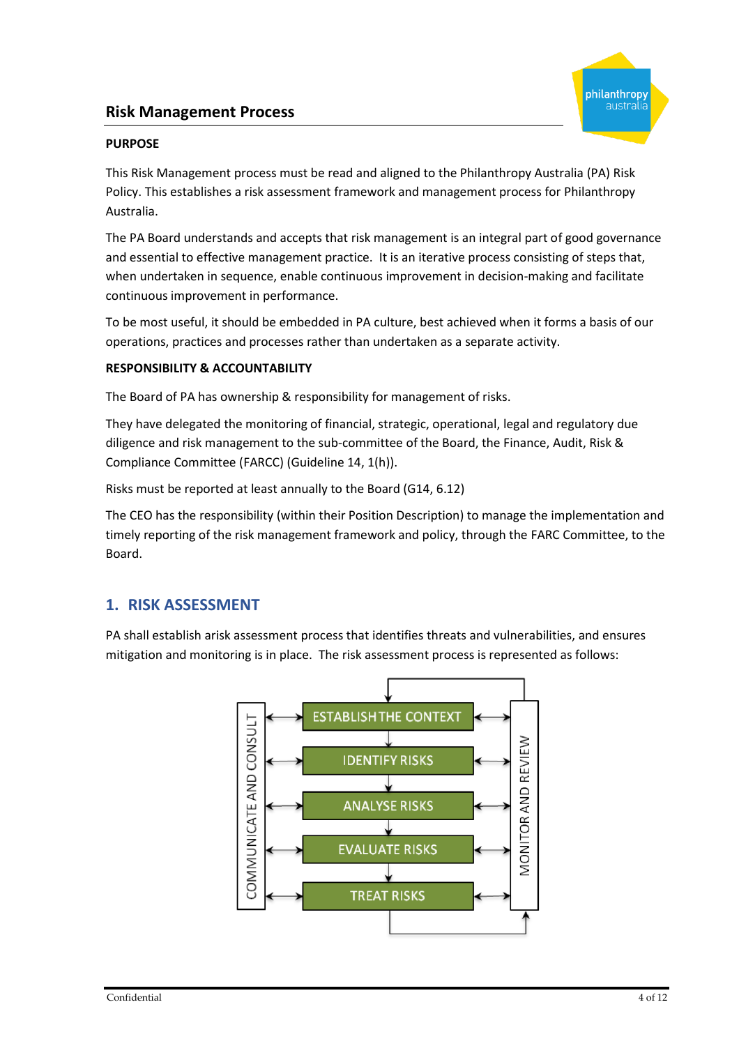## Risk Management Process

**PURPOSE**

This Risk Management process must be read and aligned to the Philanthropy Australia (PA) Risk Policy. This establishes a risk assessment framework and management process for Philanthropy Australia.

The PA Board understands and accepts that risk management is an integral part of good governance and essential to effective management practice. It is an iterative process consisting of steps that, when undertaken in sequence, enable continuous improvement in decision-making and facilitate continuous improvement in performance.

To be most useful, it should be embedded in PA culture, best achieved when it forms a basis of our operations, practices and processes rather than undertaken as a separate activity.

**RESPONSIBILITY & ACCOUNTABILITY**

The Board of PA has ownership & responsibility for management of risks.

They have delegated the monitoring of financial, strategic, operational, legal and regulatory due diligence and risk management to the sub-committee of the Board, the Finance, Audit, Risk & Compliance Committee (FARCC) (Guideline 14, 1(h)).

Risks must be reported at least annually to the Board (G14, 6.12)

The CEO has the responsibility (within their Position Description) to manage the implementation and timely reporting of the risk management framework and policy, through the FARC Committee, to the Board.

## 1. RISK ASSESSMENT

PA shall establish arisk assessment process that identifies threats and vulnerabilities, and ensures mitigation and monitoring is in place. The risk assessment process is represented as follows:

COMMUNICATE AND CONSULT

ESTABLISH THE CONTEXT

IDENTIFY RISKS

ANALYSE RISKS

EVALUATE RISKS

TREAT RISKS

MONITOR AND REVIEW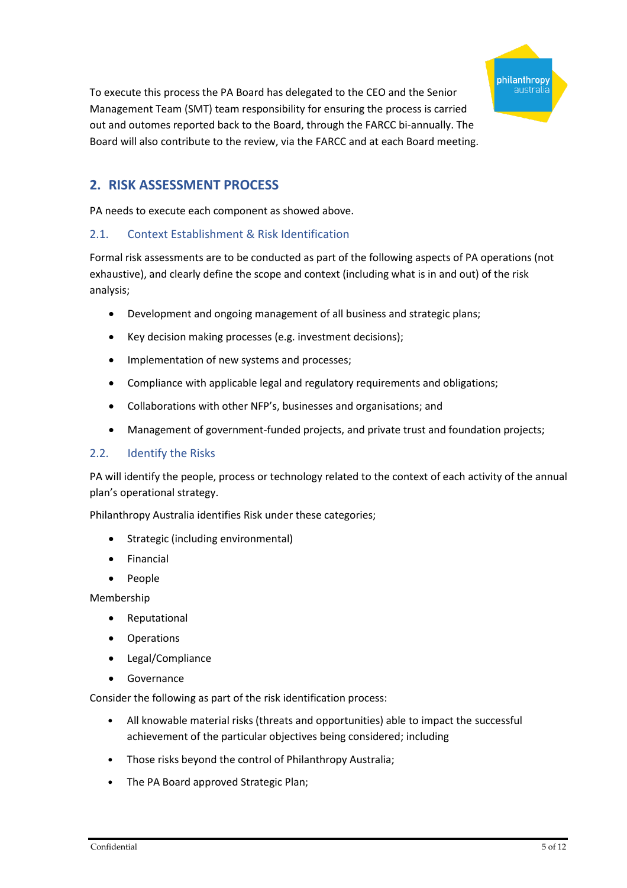To execute this process the PA Board has delegated to the CEO and the Senior Management Team (SMT) team responsibility for ensuring the process is carried out and outomes reported back to the Board, through the FARCC bi-annually. The Board will also contribute to the review, via the FARCC and at each Board meeting.

## 2. RISK ASSESSMENT PROCESS

PA needs to execute each component as showed above.

### 2.1. Context Establishment & Risk Identification

Formal risk assessments are to be conducted as part of the following aspects of PA operations (not exhaustive), and clearly define the scope and context (including what is in and out) of the risk analysis;

- Development and ongoing management of all business and strategic plans;
- Key decision making processes (e.g. investment decisions);
- Implementation of new systems and processes;
- Compliance with applicable legal and regulatory requirements and obligations;
- Collaborations with other NFP's, businesses and organisations; and
- Management of government-funded projects, and private trust and foundation projects;

### 2.2. Identify the Risks

PA will identify the people, process or technology related to the context of each activity of the annual plan's operational strategy.

Philanthropy Australia identifies Risk under these categories;

- Strategic (including environmental)
- Financial
- People

Membership

- Reputational
- Operations
- Legal/Compliance
- Governance

Consider the following as part of the risk identification process:

- All knowable material risks (threats and opportunities) able to impact the successful achievement of the particular objectives being considered; including
- Those risks beyond the control of Philanthropy Australia;
- The PA Board approved Strategic Plan;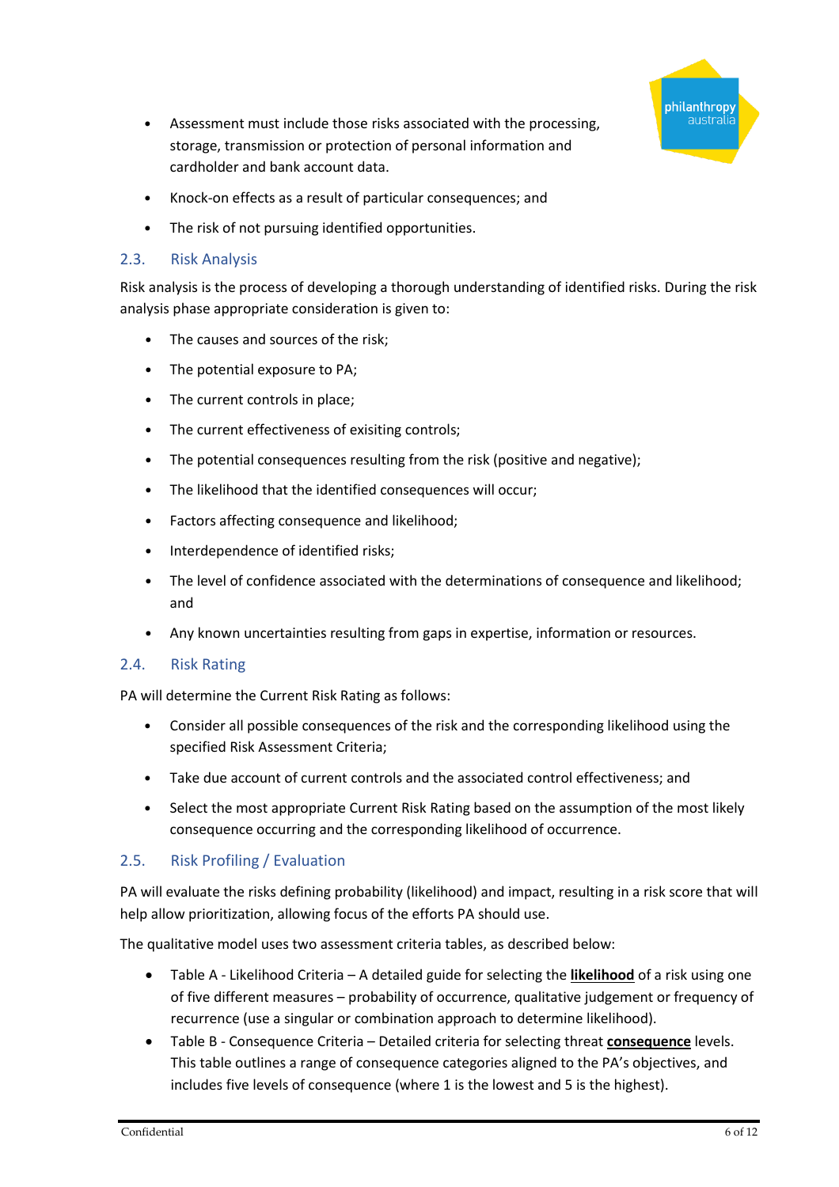- Assessment must include those risks associated with the processing, storage, transmission or protection of personal information and cardholder and bank account data.
- Knock-on effects as a result of particular consequences; and
- The risk of not pursuing identified opportunities.

## 2.3. Risk Analysis

Risk analysis is the process of developing a thorough understanding of identified risks. During the risk analysis phase appropriate consideration is given to:

- The causes and sources of the risk;
- The potential exposure to PA;
- The current controls in place;
- The current effectiveness of exisiting controls;
- The potential consequences resulting from the risk (positive and negative);
- The likelihood that the identified consequences will occur;
- Factors affecting consequence and likelihood;
- Interdependence of identified risks;
- The level of confidence associated with the determinations of consequence and likelihood; and
- Any known uncertainties resulting from gaps in expertise, information or resources.

## 2.4. Risk Rating

PA will determine the Current Risk Rating as follows:

- Consider all possible consequences of the risk and the corresponding likelihood using the specified Risk Assessment Criteria;
- Take due account of current controls and the associated control effectiveness; and
- Select the most appropriate Current Risk Rating based on the assumption of the most likely consequence occurring and the corresponding likelihood of occurrence.

## 2.5. Risk Profiling / Evaluation

PA will evaluate the risks defining probability (likelihood) and impact, resulting in a risk score that will help allow prioritization, allowing focus of the efforts PA should use.

The qualitative model uses two assessment criteria tables, as described below:

- Table A - Likelihood Criteria – A detailed guide for selecting the **likelihood** of a risk using one of five different measures – probability of occurrence, qualitative judgement or frequency of recurrence (use a singular or combination approach to determine likelihood).
- Table B - Consequence Criteria – Detailed criteria for selecting threat **consequence** levels. This table outlines a range of consequence categories aligned to the PA's objectives, and includes five levels of consequence (where 1 is the lowest and 5 is the highest).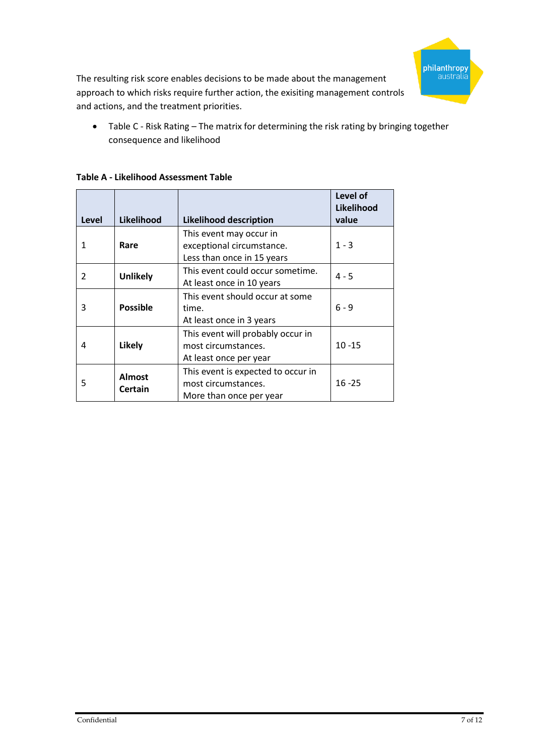The resulting risk score enables decisions to be made about the management approach to which risks require further action, the exisiting management controls and actions, and the treatment priorities.

- Table C - Risk Rating – The matrix for determining the risk rating by bringing together consequence and likelihood

**Table A - Likelihood Assessment Table**

| Level | Likelihood | Likelihood description | Level of Likelihood value |
|---|---|---|---|
| 1 | **Rare** | This event may occur in exceptional circumstance. Less than once in 15 years | 1 - 3 |
| 2 | **Unlikely** | This event could occur sometime. At least once in 10 years | 4 - 5 |
| 3 | **Possible** | This event should occur at some time. At least once in 3 years | 6 - 9 |
| 4 | **Likely** | This event will probably occur in most circumstances. At least once per year | 10 -15 |
| 5 | **Almost Certain** | This event is expected to occur in most circumstances. More than once per year | 16 -25 |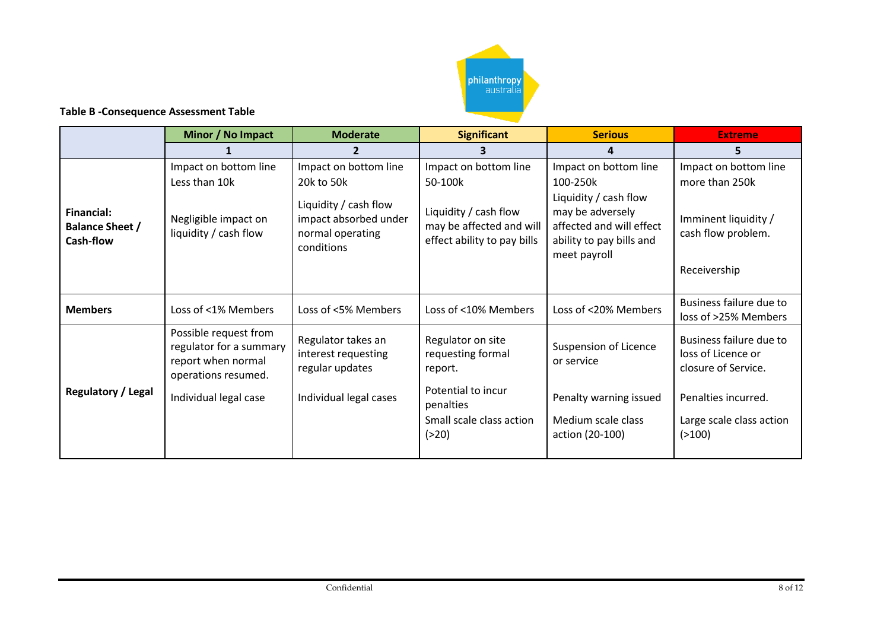**Table B -Consequence Assessment Table**

| | Minor / No Impact | Moderate | Significant | Serious | Extreme |
|---|---|---|---|---|---|
| | 1 | 2 | 3 | 4 | 5 |
| **Financial: Balance Sheet / Cash-flow** | Impact on bottom line Less than 10k<br><br>Negligible impact on liquidity / cash flow | Impact on bottom line 20k to 50k<br><br>Liquidity / cash flow impact absorbed under normal operating conditions | Impact on bottom line 50-100k<br><br>Liquidity / cash flow may be affected and will effect ability to pay bills | Impact on bottom line 100-250k<br><br>Liquidity / cash flow may be adversely affected and will effect ability to pay bills and meet payroll | Impact on bottom line more than 250k<br><br>Imminent liquidity / cash flow problem.<br><br>Receivership |
| **Members** | Loss of <1% Members | Loss of <5% Members | Loss of <10% Members | Loss of <20% Members | Business failure due to loss of >25% Members |
| **Regulatory / Legal** | Possible request from regulator for a summary report when normal operations resumed.<br><br>Individual legal case | Regulator takes an interest requesting regular updates<br><br>Individual legal cases | Regulator on site requesting formal report.<br><br>Potential to incur penalties<br><br>Small scale class action (>20) | Suspension of Licence or service<br><br>Penalty warning issued<br><br>Medium scale class action (20-100) | Business failure due to loss of Licence or closure of Service.<br><br>Penalties incurred.<br><br>Large scale class action (>100) |

Confidential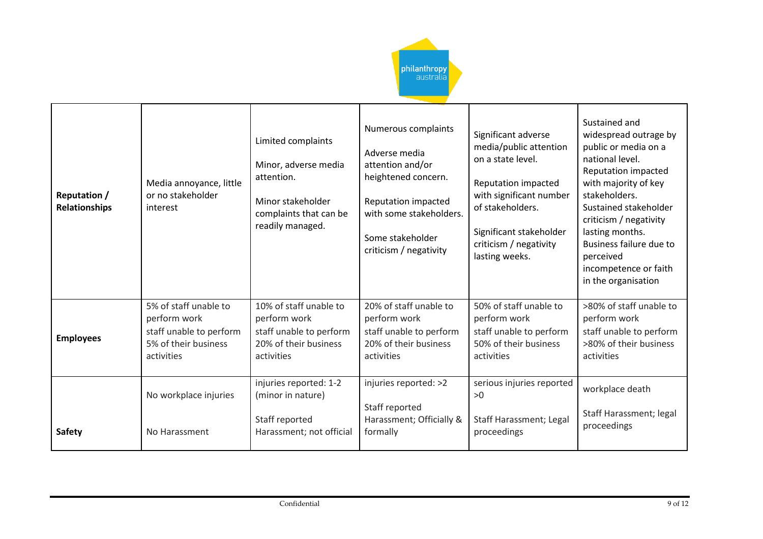| **Reputation / Relationships** | Media annoyance, little or no stakeholder interest | Limited complaints<br><br>Minor, adverse media attention.<br><br>Minor stakeholder complaints that can be readily managed. | Numerous complaints<br><br>Adverse media attention and/or heightened concern.<br><br>Reputation impacted with some stakeholders.<br><br>Some stakeholder criticism / negativity | Significant adverse media/public attention on a state level.<br><br>Reputation impacted with significant number of stakeholders.<br><br>Significant stakeholder criticism / negativity lasting weeks. | Sustained and widespread outrage by public or media on a national level.<br>Reputation impacted with majority of key stakeholders.<br>Sustained stakeholder criticism / negativity lasting months.<br>Business failure due to perceived incompetence or faith in the organisation |
|---|---|---|---|---|---|
| **Employees** | 5% of staff unable to perform work<br>staff unable to perform 5% of their business activities | 10% of staff unable to perform work<br>staff unable to perform 20% of their business activities | 20% of staff unable to perform work<br>staff unable to perform 20% of their business activities | 50% of staff unable to perform work<br>staff unable to perform 50% of their business activities | >80% of staff unable to perform work<br>staff unable to perform >80% of their business activities |
| **Safety** | No workplace injuries<br><br>No Harassment | injuries reported: 1-2 (minor in nature)<br><br>Staff reported Harassment; not official | injuries reported: >2<br><br>Staff reported Harassment; Officially & formally | serious injuries reported >0<br><br>Staff Harassment; Legal proceedings | workplace death<br><br>Staff Harassment; legal proceedings |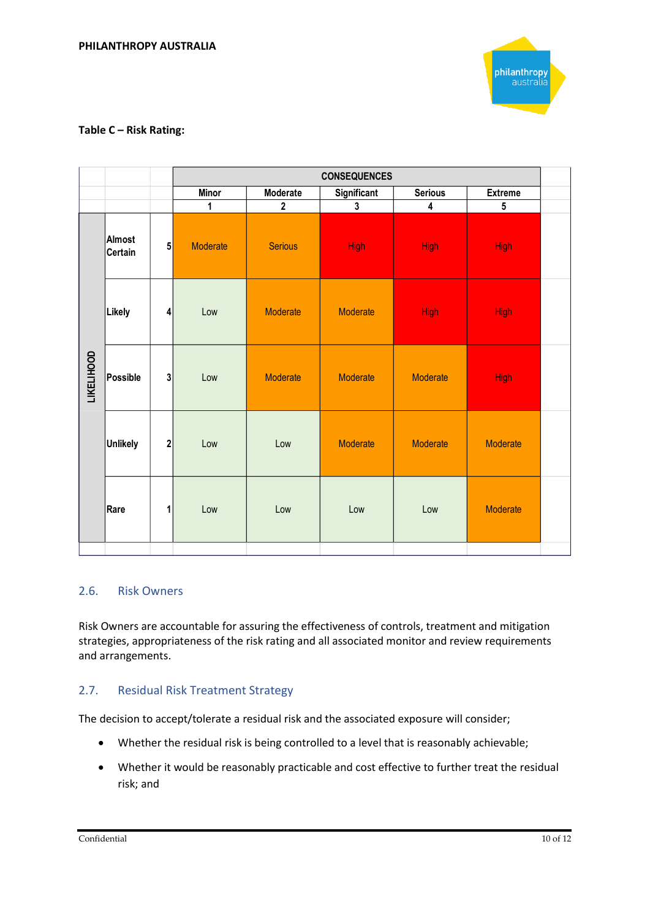**Table C – Risk Rating:**

| LIKELIHOOD | | | CONSEQUENCES | | | | |
|---|---|---|---|---|---|---|---|
| | | | Minor | Moderate | Significant | Serious | Extreme |
| | | | 1 | 2 | 3 | 4 | 5 |
| | Almost Certain | 5 | Moderate | Serious | High | High | High |
| | Likely | 4 | Low | Moderate | Moderate | High | High |
| | Possible | 3 | Low | Moderate | Moderate | Moderate | High |
| | Unlikely | 2 | Low | Low | Moderate | Moderate | Moderate |
| | Rare | 1 | Low | Low | Low | Low | Moderate |

## 2.6. Risk Owners

Risk Owners are accountable for assuring the effectiveness of controls, treatment and mitigation strategies, appropriateness of the risk rating and all associated monitor and review requirements and arrangements.

## 2.7. Residual Risk Treatment Strategy

The decision to accept/tolerate a residual risk and the associated exposure will consider;

- Whether the residual risk is being controlled to a level that is reasonably achievable;
- Whether it would be reasonably practicable and cost effective to further treat the residual risk; and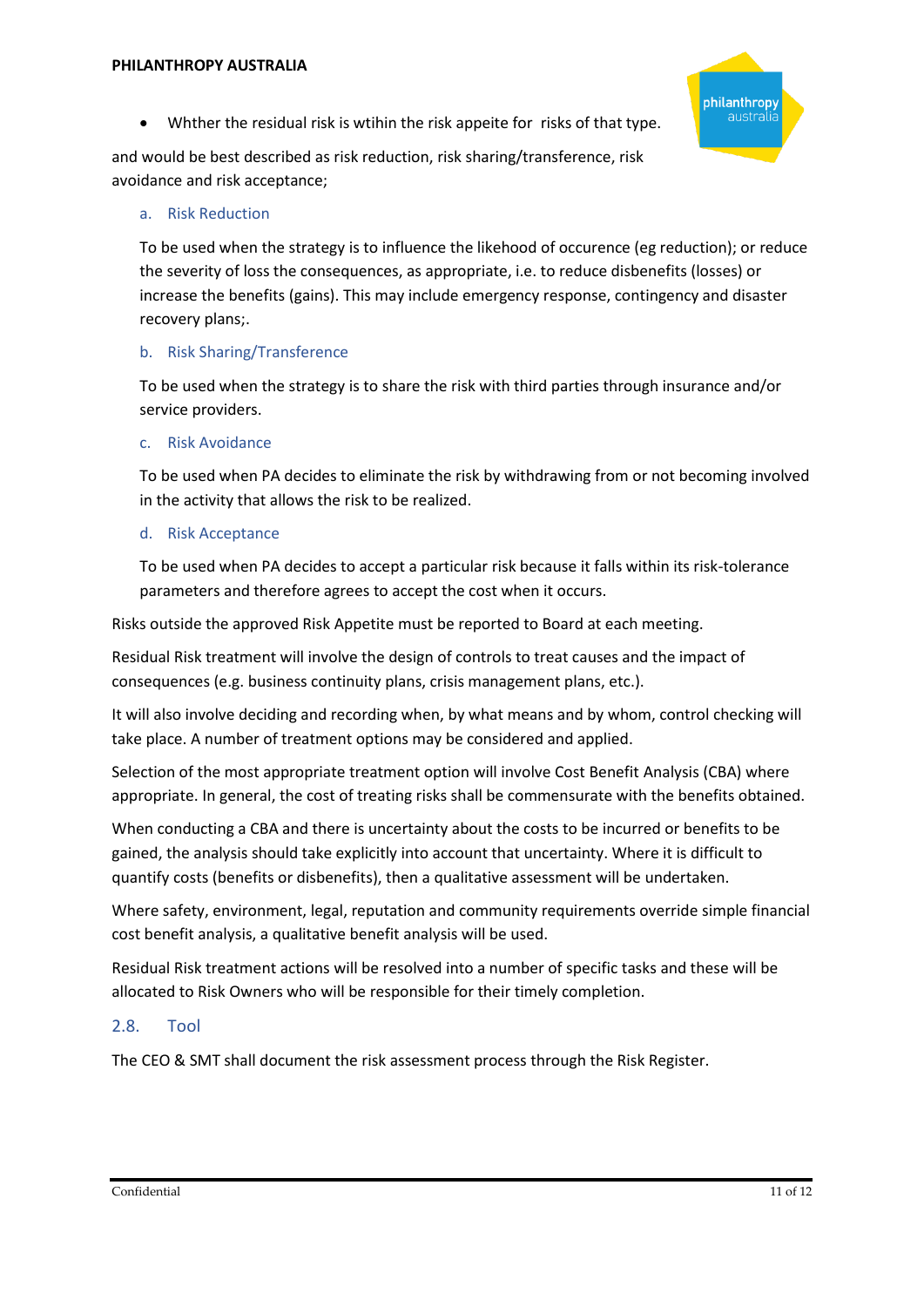- Whther the residual risk is wtihin the risk appeite for  risks of that type.

and would be best described as risk reduction, risk sharing/transference, risk avoidance and risk acceptance;

a. Risk Reduction

To be used when the strategy is to influence the likehood of occurence (eg reduction); or reduce the severity of loss the consequences, as appropriate, i.e. to reduce disbenefits (losses) or increase the benefits (gains). This may include emergency response, contingency and disaster recovery plans;.

b. Risk Sharing/Transference

To be used when the strategy is to share the risk with third parties through insurance and/or service providers.

c. Risk Avoidance

To be used when PA decides to eliminate the risk by withdrawing from or not becoming involved in the activity that allows the risk to be realized.

d. Risk Acceptance

To be used when PA decides to accept a particular risk because it falls within its risk-tolerance parameters and therefore agrees to accept the cost when it occurs.

Risks outside the approved Risk Appetite must be reported to Board at each meeting.

Residual Risk treatment will involve the design of controls to treat causes and the impact of consequences (e.g. business continuity plans, crisis management plans, etc.).

It will also involve deciding and recording when, by what means and by whom, control checking will take place. A number of treatment options may be considered and applied.

Selection of the most appropriate treatment option will involve Cost Benefit Analysis (CBA) where appropriate. In general, the cost of treating risks shall be commensurate with the benefits obtained.

When conducting a CBA and there is uncertainty about the costs to be incurred or benefits to be gained, the analysis should take explicitly into account that uncertainty. Where it is difficult to quantify costs (benefits or disbenefits), then a qualitative assessment will be undertaken.

Where safety, environment, legal, reputation and community requirements override simple financial cost benefit analysis, a qualitative benefit analysis will be used.

Residual Risk treatment actions will be resolved into a number of specific tasks and these will be allocated to Risk Owners who will be responsible for their timely completion.

## 2.8. Tool

The CEO & SMT shall document the risk assessment process through the Risk Register.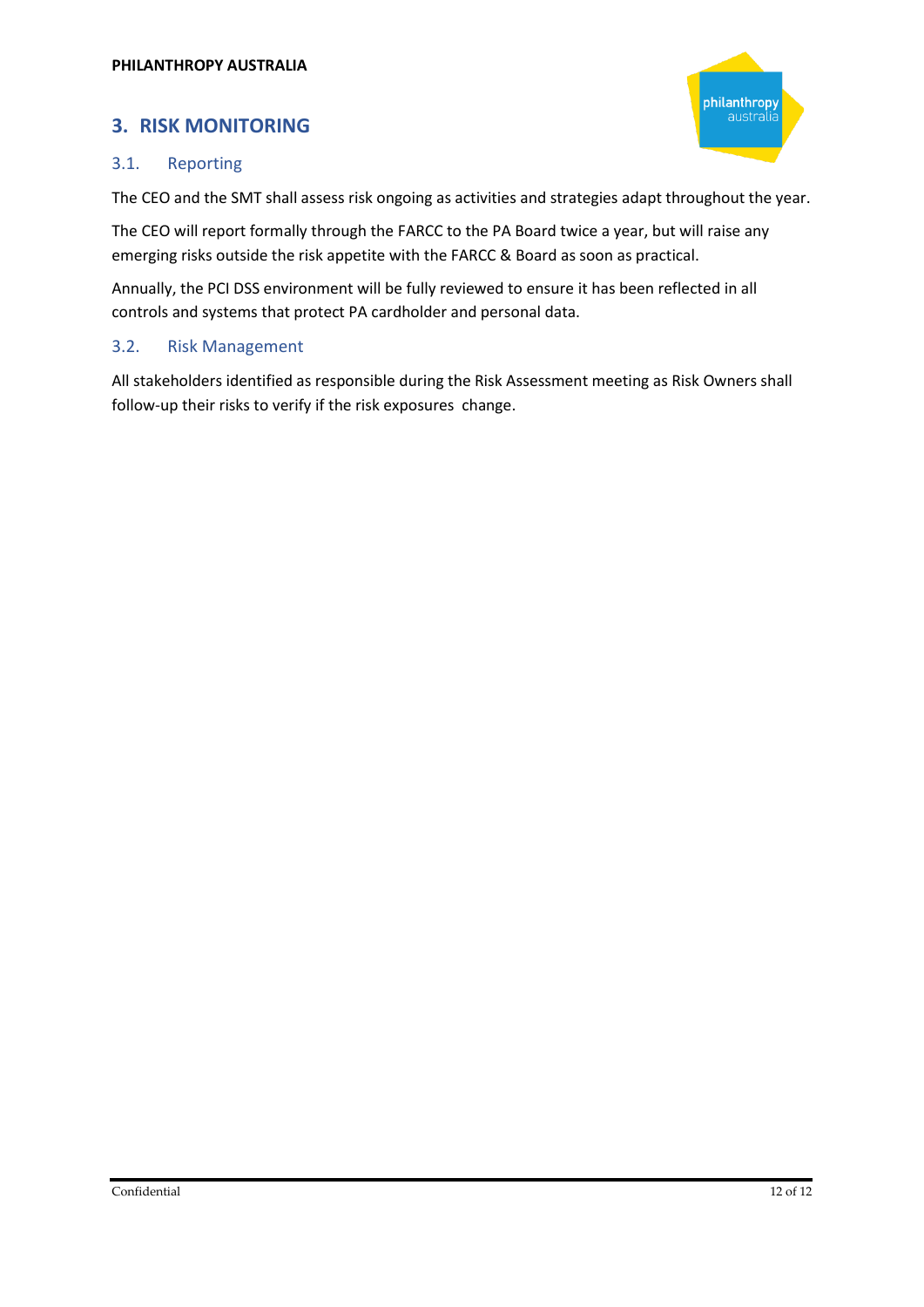# 3. RISK MONITORING

## 3.1. Reporting

The CEO and the SMT shall assess risk ongoing as activities and strategies adapt throughout the year.

The CEO will report formally through the FARCC to the PA Board twice a year, but will raise any emerging risks outside the risk appetite with the FARCC & Board as soon as practical.

Annually, the PCI DSS environment will be fully reviewed to ensure it has been reflected in all controls and systems that protect PA cardholder and personal data.

## 3.2. Risk Management

All stakeholders identified as responsible during the Risk Assessment meeting as Risk Owners shall follow-up their risks to verify if the risk exposures change.